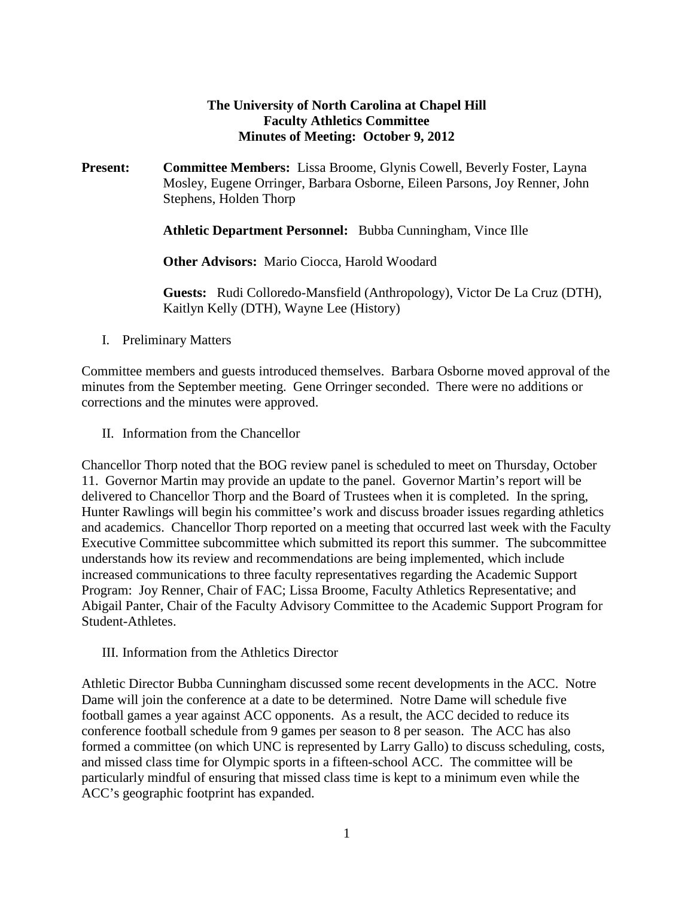**The University of North Carolina at Chapel Hill**
**Faculty Athletics Committee**
**Minutes of Meeting: October 9, 2012**

**Present:** **Committee Members:** Lissa Broome, Glynis Cowell, Beverly Foster, Layna Mosley, Eugene Orringer, Barbara Osborne, Eileen Parsons, Joy Renner, John Stephens, Holden Thorp

**Athletic Department Personnel:** Bubba Cunningham, Vince Ille

**Other Advisors:** Mario Ciocca, Harold Woodard

**Guests:** Rudi Colloredo-Mansfield (Anthropology), Victor De La Cruz (DTH), Kaitlyn Kelly (DTH), Wayne Lee (History)

I. Preliminary Matters

Committee members and guests introduced themselves. Barbara Osborne moved approval of the minutes from the September meeting. Gene Orringer seconded. There were no additions or corrections and the minutes were approved.

II. Information from the Chancellor

Chancellor Thorp noted that the BOG review panel is scheduled to meet on Thursday, October 11. Governor Martin may provide an update to the panel. Governor Martin's report will be delivered to Chancellor Thorp and the Board of Trustees when it is completed. In the spring, Hunter Rawlings will begin his committee's work and discuss broader issues regarding athletics and academics. Chancellor Thorp reported on a meeting that occurred last week with the Faculty Executive Committee subcommittee which submitted its report this summer. The subcommittee understands how its review and recommendations are being implemented, which include increased communications to three faculty representatives regarding the Academic Support Program: Joy Renner, Chair of FAC; Lissa Broome, Faculty Athletics Representative; and Abigail Panter, Chair of the Faculty Advisory Committee to the Academic Support Program for Student-Athletes.

III. Information from the Athletics Director

Athletic Director Bubba Cunningham discussed some recent developments in the ACC. Notre Dame will join the conference at a date to be determined. Notre Dame will schedule five football games a year against ACC opponents. As a result, the ACC decided to reduce its conference football schedule from 9 games per season to 8 per season. The ACC has also formed a committee (on which UNC is represented by Larry Gallo) to discuss scheduling, costs, and missed class time for Olympic sports in a fifteen-school ACC. The committee will be particularly mindful of ensuring that missed class time is kept to a minimum even while the ACC's geographic footprint has expanded.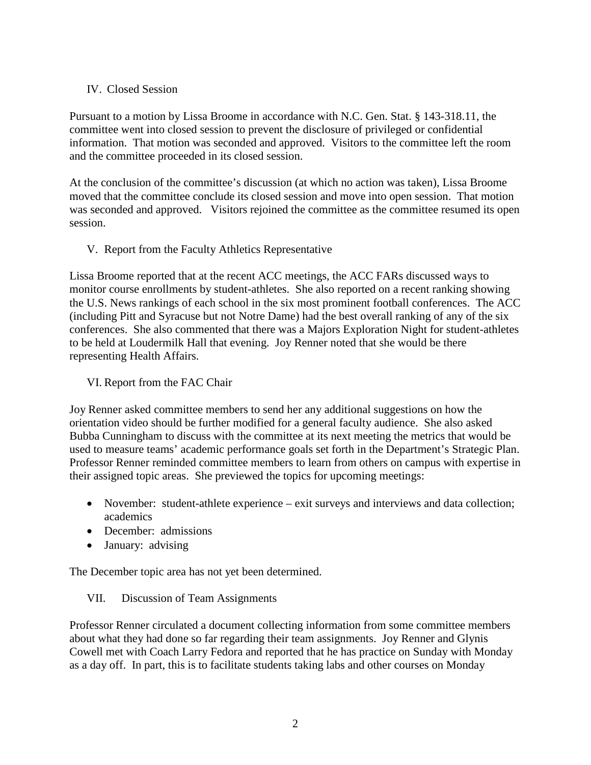## IV. Closed Session

Pursuant to a motion by Lissa Broome in accordance with N.C. Gen. Stat. § 143-318.11, the committee went into closed session to prevent the disclosure of privileged or confidential information. That motion was seconded and approved. Visitors to the committee left the room and the committee proceeded in its closed session.

At the conclusion of the committee's discussion (at which no action was taken), Lissa Broome moved that the committee conclude its closed session and move into open session. That motion was seconded and approved. Visitors rejoined the committee as the committee resumed its open session.

## V. Report from the Faculty Athletics Representative

Lissa Broome reported that at the recent ACC meetings, the ACC FARs discussed ways to monitor course enrollments by student-athletes. She also reported on a recent ranking showing the U.S. News rankings of each school in the six most prominent football conferences. The ACC (including Pitt and Syracuse but not Notre Dame) had the best overall ranking of any of the six conferences. She also commented that there was a Majors Exploration Night for student-athletes to be held at Loudermilk Hall that evening. Joy Renner noted that she would be there representing Health Affairs.

## VI. Report from the FAC Chair

Joy Renner asked committee members to send her any additional suggestions on how the orientation video should be further modified for a general faculty audience. She also asked Bubba Cunningham to discuss with the committee at its next meeting the metrics that would be used to measure teams' academic performance goals set forth in the Department's Strategic Plan. Professor Renner reminded committee members to learn from others on campus with expertise in their assigned topic areas. She previewed the topics for upcoming meetings:

- November: student-athlete experience – exit surveys and interviews and data collection; academics
- December: admissions
- January: advising

The December topic area has not yet been determined.

## VII. Discussion of Team Assignments

Professor Renner circulated a document collecting information from some committee members about what they had done so far regarding their team assignments. Joy Renner and Glynis Cowell met with Coach Larry Fedora and reported that he has practice on Sunday with Monday as a day off. In part, this is to facilitate students taking labs and other courses on Monday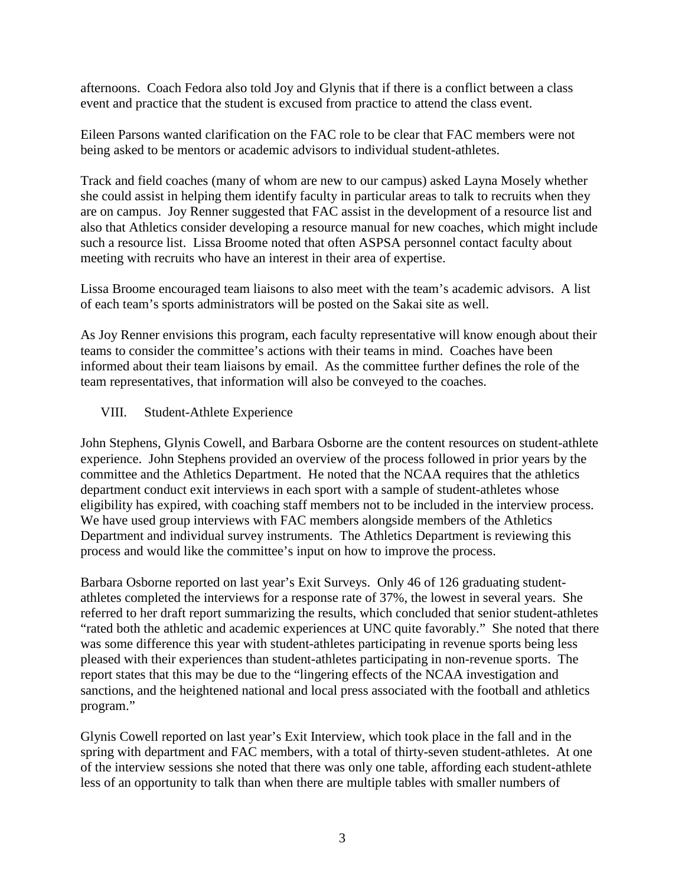afternoons. Coach Fedora also told Joy and Glynis that if there is a conflict between a class event and practice that the student is excused from practice to attend the class event.

Eileen Parsons wanted clarification on the FAC role to be clear that FAC members were not being asked to be mentors or academic advisors to individual student-athletes.

Track and field coaches (many of whom are new to our campus) asked Layna Mosely whether she could assist in helping them identify faculty in particular areas to talk to recruits when they are on campus. Joy Renner suggested that FAC assist in the development of a resource list and also that Athletics consider developing a resource manual for new coaches, which might include such a resource list. Lissa Broome noted that often ASPSA personnel contact faculty about meeting with recruits who have an interest in their area of expertise.

Lissa Broome encouraged team liaisons to also meet with the team's academic advisors. A list of each team's sports administrators will be posted on the Sakai site as well.

As Joy Renner envisions this program, each faculty representative will know enough about their teams to consider the committee's actions with their teams in mind. Coaches have been informed about their team liaisons by email. As the committee further defines the role of the team representatives, that information will also be conveyed to the coaches.

## VIII. Student-Athlete Experience

John Stephens, Glynis Cowell, and Barbara Osborne are the content resources on student-athlete experience. John Stephens provided an overview of the process followed in prior years by the committee and the Athletics Department. He noted that the NCAA requires that the athletics department conduct exit interviews in each sport with a sample of student-athletes whose eligibility has expired, with coaching staff members not to be included in the interview process. We have used group interviews with FAC members alongside members of the Athletics Department and individual survey instruments. The Athletics Department is reviewing this process and would like the committee's input on how to improve the process.

Barbara Osborne reported on last year's Exit Surveys. Only 46 of 126 graduating student-athletes completed the interviews for a response rate of 37%, the lowest in several years. She referred to her draft report summarizing the results, which concluded that senior student-athletes "rated both the athletic and academic experiences at UNC quite favorably." She noted that there was some difference this year with student-athletes participating in revenue sports being less pleased with their experiences than student-athletes participating in non-revenue sports. The report states that this may be due to the "lingering effects of the NCAA investigation and sanctions, and the heightened national and local press associated with the football and athletics program."

Glynis Cowell reported on last year's Exit Interview, which took place in the fall and in the spring with department and FAC members, with a total of thirty-seven student-athletes. At one of the interview sessions she noted that there was only one table, affording each student-athlete less of an opportunity to talk than when there are multiple tables with smaller numbers of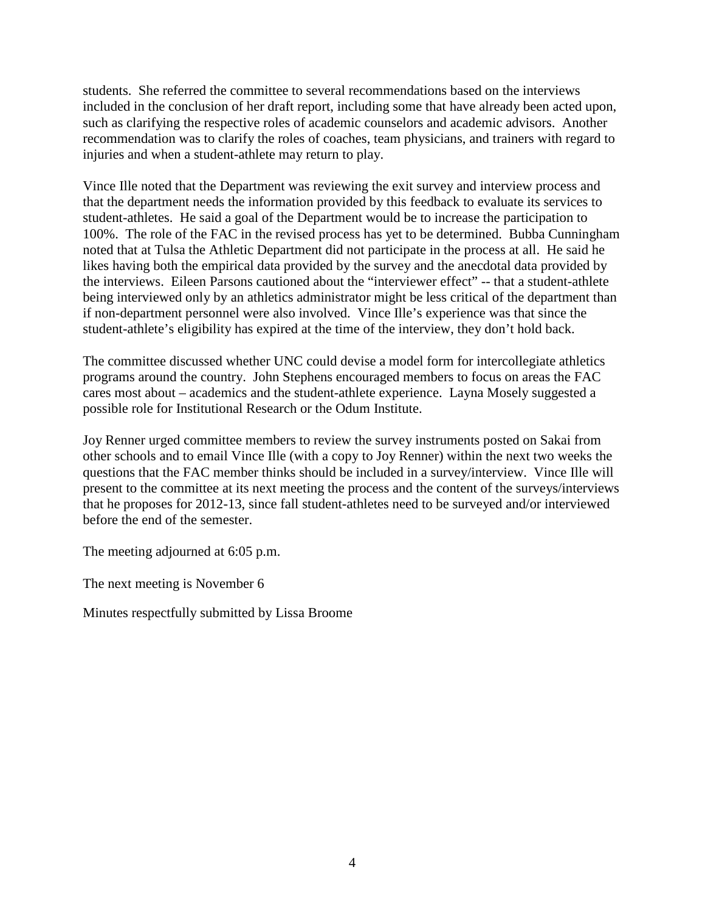students. She referred the committee to several recommendations based on the interviews included in the conclusion of her draft report, including some that have already been acted upon, such as clarifying the respective roles of academic counselors and academic advisors. Another recommendation was to clarify the roles of coaches, team physicians, and trainers with regard to injuries and when a student-athlete may return to play.

Vince Ille noted that the Department was reviewing the exit survey and interview process and that the department needs the information provided by this feedback to evaluate its services to student-athletes. He said a goal of the Department would be to increase the participation to 100%. The role of the FAC in the revised process has yet to be determined. Bubba Cunningham noted that at Tulsa the Athletic Department did not participate in the process at all. He said he likes having both the empirical data provided by the survey and the anecdotal data provided by the interviews. Eileen Parsons cautioned about the "interviewer effect" -- that a student-athlete being interviewed only by an athletics administrator might be less critical of the department than if non-department personnel were also involved. Vince Ille's experience was that since the student-athlete's eligibility has expired at the time of the interview, they don't hold back.

The committee discussed whether UNC could devise a model form for intercollegiate athletics programs around the country. John Stephens encouraged members to focus on areas the FAC cares most about – academics and the student-athlete experience. Layna Mosely suggested a possible role for Institutional Research or the Odum Institute.

Joy Renner urged committee members to review the survey instruments posted on Sakai from other schools and to email Vince Ille (with a copy to Joy Renner) within the next two weeks the questions that the FAC member thinks should be included in a survey/interview. Vince Ille will present to the committee at its next meeting the process and the content of the surveys/interviews that he proposes for 2012-13, since fall student-athletes need to be surveyed and/or interviewed before the end of the semester.

The meeting adjourned at 6:05 p.m.

The next meeting is November 6

Minutes respectfully submitted by Lissa Broome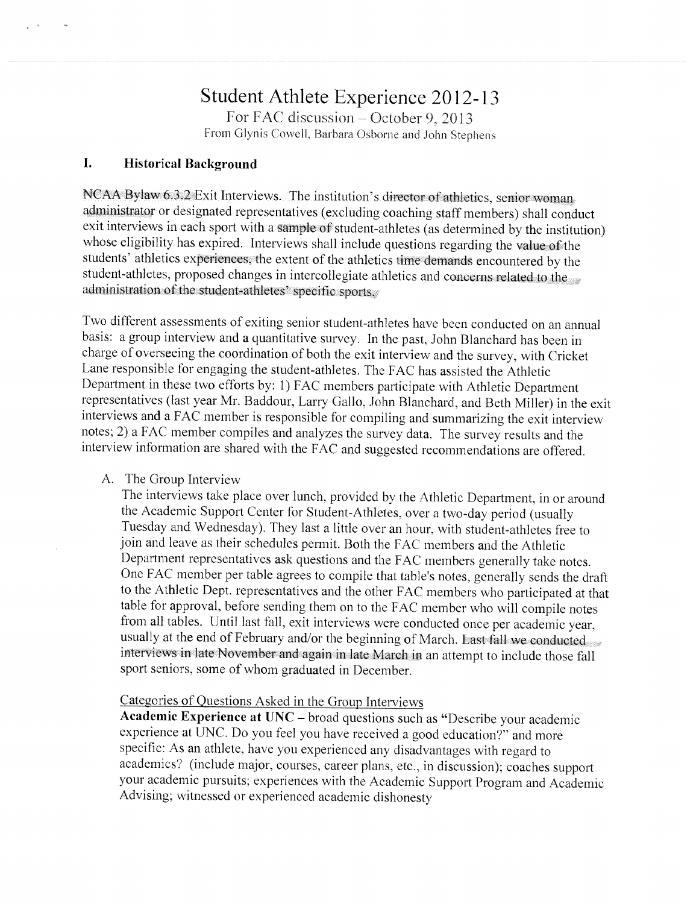# Student Athlete Experience 2012-13

For FAC discussion – October 9, 2013

From Glynis Cowell, Barbara Osborne and John Stephens

## I. Historical Background

NCAA Bylaw 6.3.2 Exit Interviews. The institution's director of athletics, senior woman administrator or designated representatives (excluding coaching staff members) shall conduct exit interviews in each sport with a sample of student-athletes (as determined by the institution) whose eligibility has expired. Interviews shall include questions regarding the value of the students' athletics experiences, the extent of the athletics time demands encountered by the student-athletes, proposed changes in intercollegiate athletics and concerns related to the administration of the student-athletes' specific sports.

Two different assessments of exiting senior student-athletes have been conducted on an annual basis: a group interview and a quantitative survey. In the past, John Blanchard has been in charge of overseeing the coordination of both the exit interview and the survey, with Cricket Lane responsible for engaging the student-athletes. The FAC has assisted the Athletic Department in these two efforts by: 1) FAC members participate with Athletic Department representatives (last year Mr. Baddour, Larry Gallo, John Blanchard, and Beth Miller) in the exit interviews and a FAC member is responsible for compiling and summarizing the exit interview notes; 2) a FAC member compiles and analyzes the survey data. The survey results and the interview information are shared with the FAC and suggested recommendations are offered.

A. The Group Interview

The interviews take place over lunch, provided by the Athletic Department, in or around the Academic Support Center for Student-Athletes, over a two-day period (usually Tuesday and Wednesday). They last a little over an hour, with student-athletes free to join and leave as their schedules permit. Both the FAC members and the Athletic Department representatives ask questions and the FAC members generally take notes. One FAC member per table agrees to compile that table's notes, generally sends the draft to the Athletic Dept. representatives and the other FAC members who participated at that table for approval, before sending them on to the FAC member who will compile notes from all tables. Until last fall, exit interviews were conducted once per academic year, usually at the end of February and/or the beginning of March. Last fall we conducted interviews in late November and again in late March in an attempt to include those fall sport seniors, some of whom graduated in December.

<u>Categories of Questions Asked in the Group Interviews</u>

**Academic Experience at UNC** – broad questions such as "Describe your academic experience at UNC. Do you feel you have received a good education?" and more specific: As an athlete, have you experienced any disadvantages with regard to academics? (include major, courses, career plans, etc., in discussion); coaches support your academic pursuits; experiences with the Academic Support Program and Academic Advising; witnessed or experienced academic dishonesty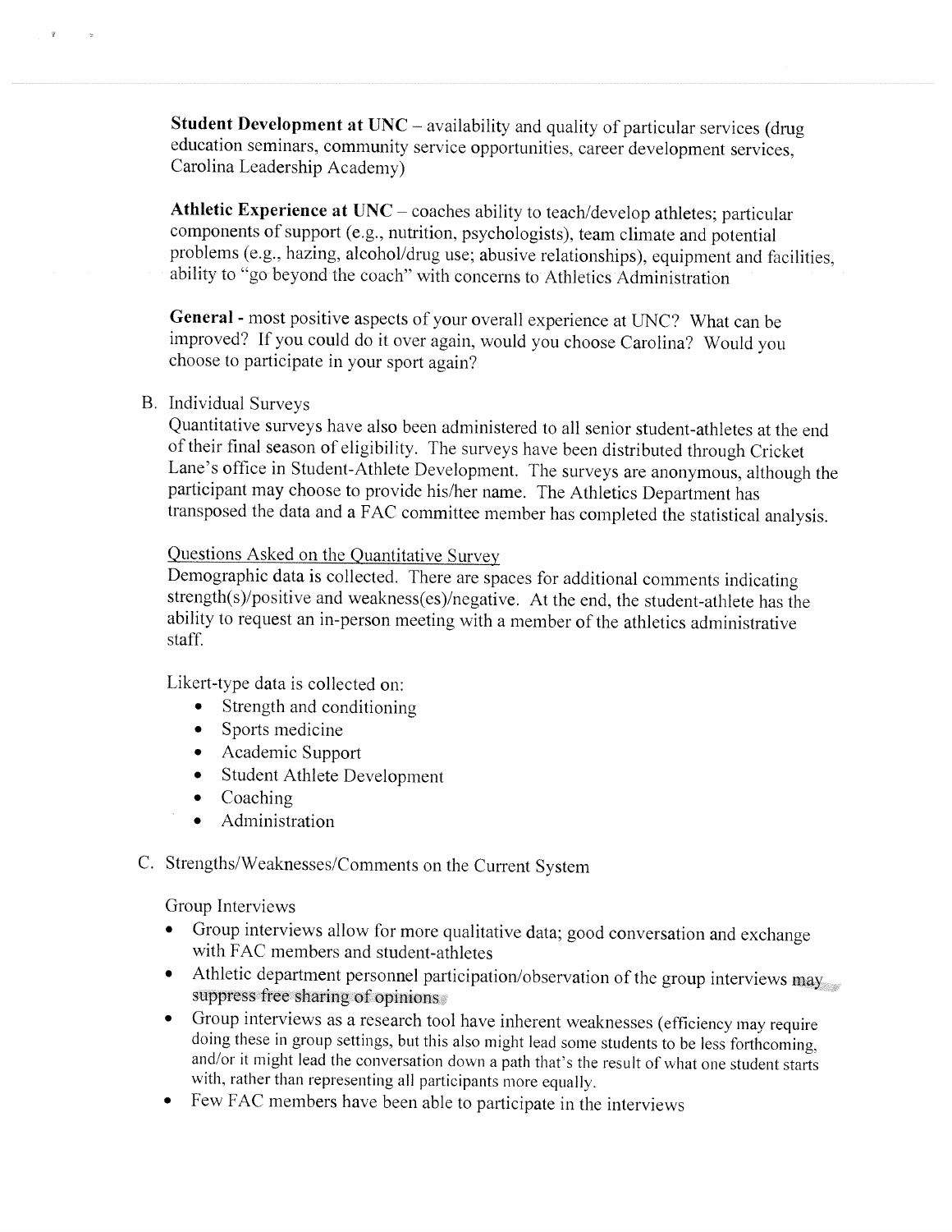**Student Development at UNC** – availability and quality of particular services (drug education seminars, community service opportunities, career development services, Carolina Leadership Academy)

**Athletic Experience at UNC** – coaches ability to teach/develop athletes; particular components of support (e.g., nutrition, psychologists), team climate and potential problems (e.g., hazing, alcohol/drug use; abusive relationships), equipment and facilities, ability to "go beyond the coach" with concerns to Athletics Administration

**General** - most positive aspects of your overall experience at UNC? What can be improved? If you could do it over again, would you choose Carolina? Would you choose to participate in your sport again?

B. Individual Surveys

Quantitative surveys have also been administered to all senior student-athletes at the end of their final season of eligibility. The surveys have been distributed through Cricket Lane's office in Student-Athlete Development. The surveys are anonymous, although the participant may choose to provide his/her name. The Athletics Department has transposed the data and a FAC committee member has completed the statistical analysis.

Questions Asked on the Quantitative Survey

Demographic data is collected. There are spaces for additional comments indicating strength(s)/positive and weakness(es)/negative. At the end, the student-athlete has the ability to request an in-person meeting with a member of the athletics administrative staff.

Likert-type data is collected on:

- Strength and conditioning
- Sports medicine
- Academic Support
- Student Athlete Development
- Coaching
- Administration

C. Strengths/Weaknesses/Comments on the Current System

Group Interviews

- Group interviews allow for more qualitative data; good conversation and exchange with FAC members and student-athletes
- Athletic department personnel participation/observation of the group interviews may suppress free sharing of opinions
- Group interviews as a research tool have inherent weaknesses (efficiency may require doing these in group settings, but this also might lead some students to be less forthcoming, and/or it might lead the conversation down a path that's the result of what one student starts with, rather than representing all participants more equally.
- Few FAC members have been able to participate in the interviews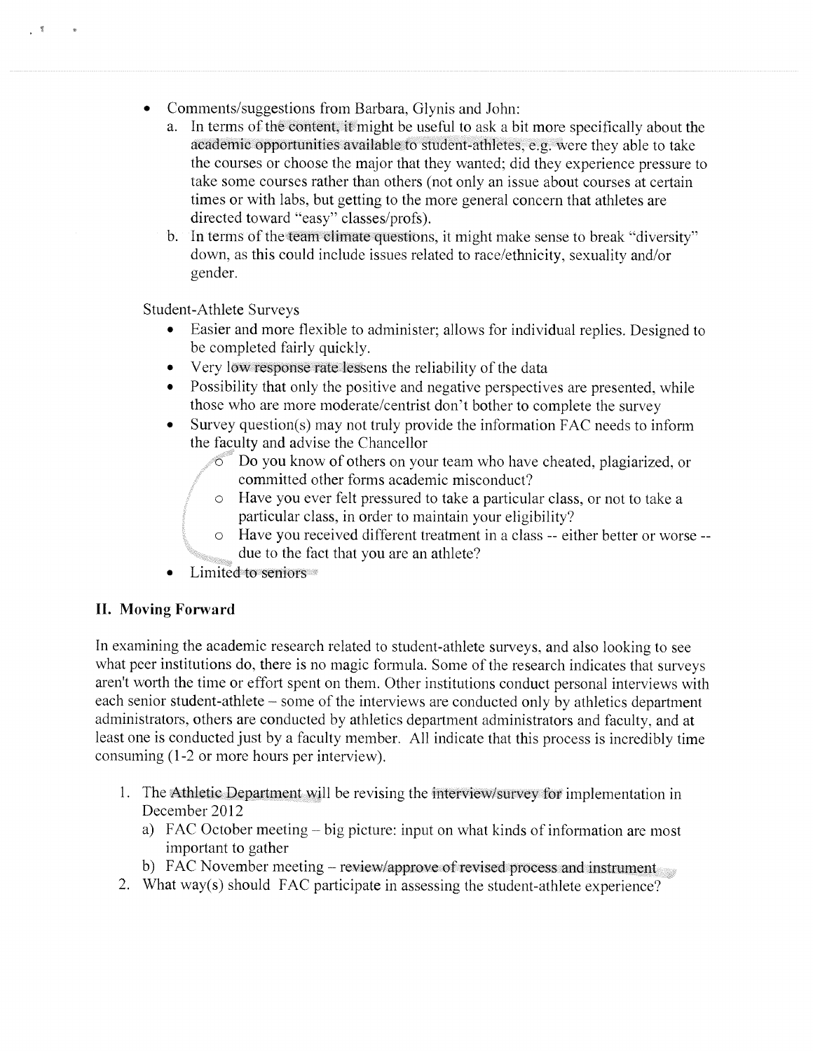- Comments/suggestions from Barbara, Glynis and John:
  a. In terms of the content, it might be useful to ask a bit more specifically about the academic opportunities available to student-athletes, e.g. were they able to take the courses or choose the major that they wanted; did they experience pressure to take some courses rather than others (not only an issue about courses at certain times or with labs, but getting to the more general concern that athletes are directed toward "easy" classes/profs).
  b. In terms of the team climate questions, it might make sense to break "diversity" down, as this could include issues related to race/ethnicity, sexuality and/or gender.

Student-Athlete Surveys

- Easier and more flexible to administer; allows for individual replies. Designed to be completed fairly quickly.
- Very low response rate lessens the reliability of the data
- Possibility that only the positive and negative perspectives are presented, while those who are more moderate/centrist don't bother to complete the survey
- Survey question(s) may not truly provide the information FAC needs to inform the faculty and advise the Chancellor
  - Do you know of others on your team who have cheated, plagiarized, or committed other forms academic misconduct?
  - Have you ever felt pressured to take a particular class, or not to take a particular class, in order to maintain your eligibility?
  - Have you received different treatment in a class -- either better or worse -- due to the fact that you are an athlete?
- Limited to seniors

## II. Moving Forward

In examining the academic research related to student-athlete surveys, and also looking to see what peer institutions do, there is no magic formula. Some of the research indicates that surveys aren't worth the time or effort spent on them. Other institutions conduct personal interviews with each senior student-athlete – some of the interviews are conducted only by athletics department administrators, others are conducted by athletics department administrators and faculty, and at least one is conducted just by a faculty member. All indicate that this process is incredibly time consuming (1-2 or more hours per interview).

1. The Athletic Department will be revising the interview/survey for implementation in December 2012
   a) FAC October meeting – big picture: input on what kinds of information are most important to gather
   b) FAC November meeting – review/approve of revised process and instrument
2. What way(s) should FAC participate in assessing the student-athlete experience?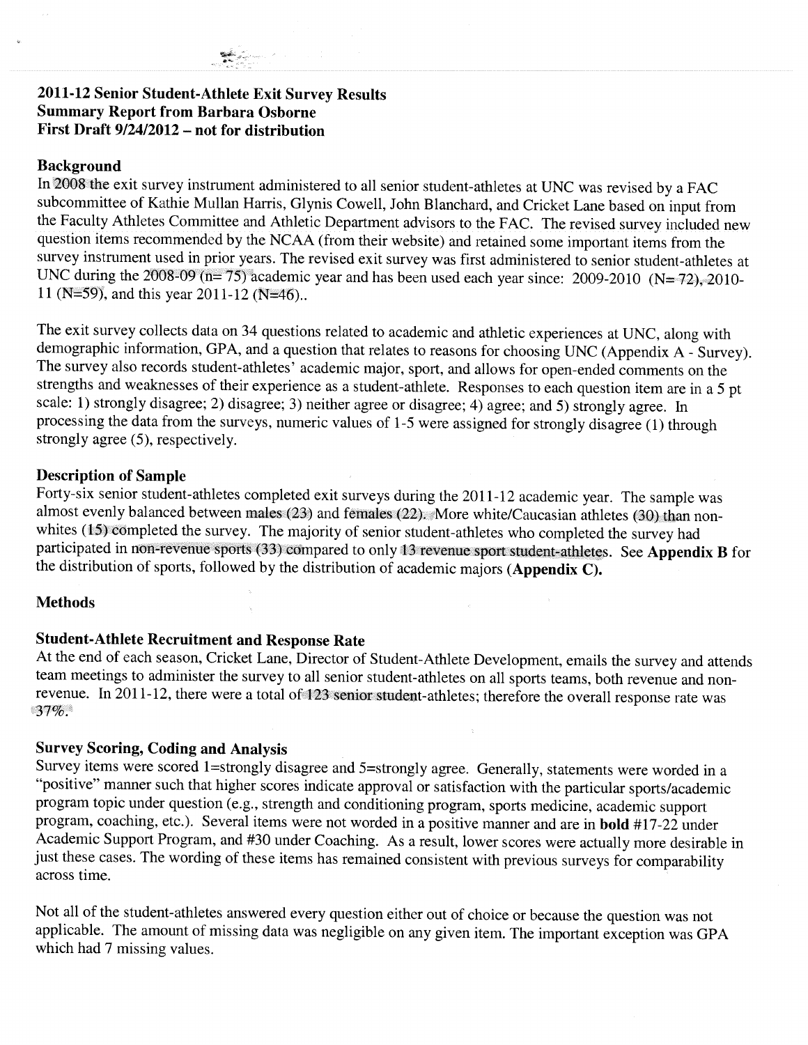**2011-12 Senior Student-Athlete Exit Survey Results**
**Summary Report from Barbara Osborne**
**First Draft 9/24/2012 – not for distribution**

### Background

In 2008 the exit survey instrument administered to all senior student-athletes at UNC was revised by a FAC subcommittee of Kathie Mullan Harris, Glynis Cowell, John Blanchard, and Cricket Lane based on input from the Faculty Athletes Committee and Athletic Department advisors to the FAC. The revised survey included new question items recommended by the NCAA (from their website) and retained some important items from the survey instrument used in prior years. The revised exit survey was first administered to senior student-athletes at UNC during the 2008-09 (n= 75) academic year and has been used each year since: 2009-2010 (N= 72), 2010-11 (N=59), and this year 2011-12 (N=46)..

The exit survey collects data on 34 questions related to academic and athletic experiences at UNC, along with demographic information, GPA, and a question that relates to reasons for choosing UNC (Appendix A - Survey). The survey also records student-athletes' academic major, sport, and allows for open-ended comments on the strengths and weaknesses of their experience as a student-athlete. Responses to each question item are in a 5 pt scale: 1) strongly disagree; 2) disagree; 3) neither agree or disagree; 4) agree; and 5) strongly agree. In processing the data from the surveys, numeric values of 1-5 were assigned for strongly disagree (1) through strongly agree (5), respectively.

### Description of Sample

Forty-six senior student-athletes completed exit surveys during the 2011-12 academic year. The sample was almost evenly balanced between males (23) and females (22). More white/Caucasian athletes (30) than non-whites (15) completed the survey. The majority of senior student-athletes who completed the survey had participated in non-revenue sports (33) compared to only 13 revenue sport student-athletes. See **Appendix B** for the distribution of sports, followed by the distribution of academic majors (**Appendix C).**

### Methods

### Student-Athlete Recruitment and Response Rate

At the end of each season, Cricket Lane, Director of Student-Athlete Development, emails the survey and attends team meetings to administer the survey to all senior student-athletes on all sports teams, both revenue and non-revenue. In 2011-12, there were a total of 123 senior student-athletes; therefore the overall response rate was 37%.

### Survey Scoring, Coding and Analysis

Survey items were scored 1=strongly disagree and 5=strongly agree. Generally, statements were worded in a "positive" manner such that higher scores indicate approval or satisfaction with the particular sports/academic program topic under question (e.g., strength and conditioning program, sports medicine, academic support program, coaching, etc.). Several items were not worded in a positive manner and are in **bold** #17-22 under Academic Support Program, and #30 under Coaching. As a result, lower scores were actually more desirable in just these cases. The wording of these items has remained consistent with previous surveys for comparability across time.

Not all of the student-athletes answered every question either out of choice or because the question was not applicable. The amount of missing data was negligible on any given item. The important exception was GPA which had 7 missing values.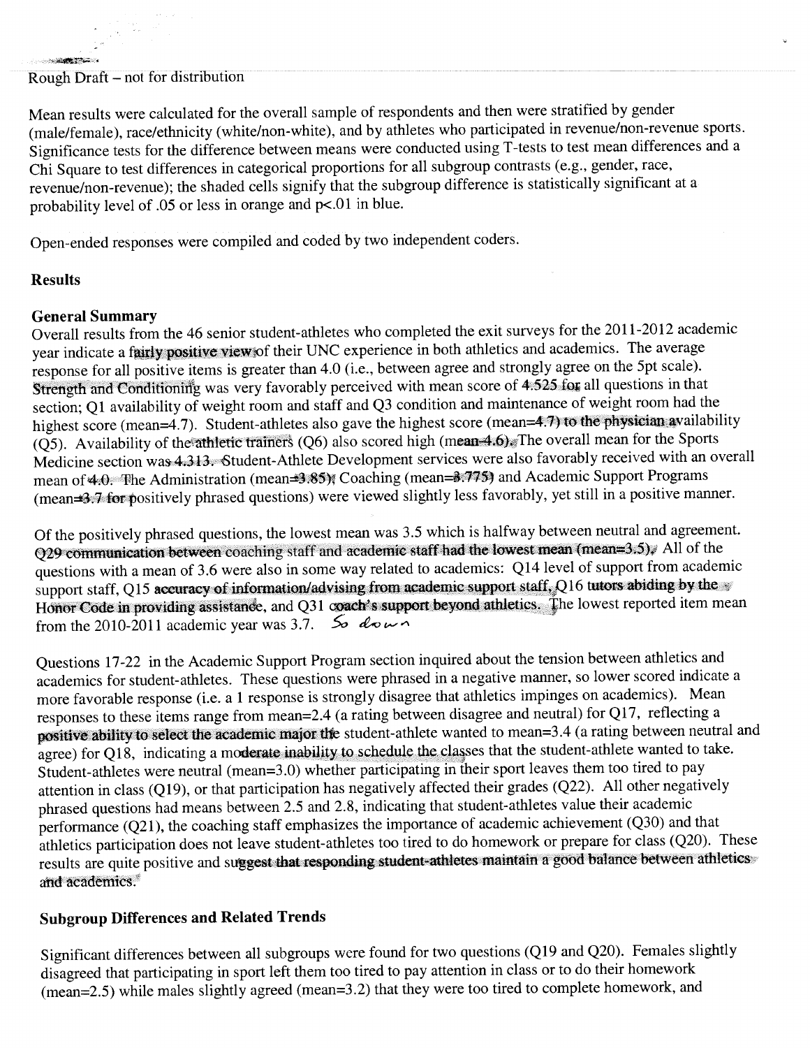Rough Draft – not for distribution

Mean results were calculated for the overall sample of respondents and then were stratified by gender (male/female), race/ethnicity (white/non-white), and by athletes who participated in revenue/non-revenue sports. Significance tests for the difference between means were conducted using T-tests to test mean differences and a Chi Square to test differences in categorical proportions for all subgroup contrasts (e.g., gender, race, revenue/non-revenue); the shaded cells signify that the subgroup difference is statistically significant at a probability level of .05 or less in orange and p<.01 in blue.

Open-ended responses were compiled and coded by two independent coders.

## Results

### General Summary

Overall results from the 46 senior student-athletes who completed the exit surveys for the 2011-2012 academic year indicate a fairly positive view of their UNC experience in both athletics and academics. The average response for all positive items is greater than 4.0 (i.e., between agree and strongly agree on the 5pt scale). Strength and Conditioning was very favorably perceived with mean score of 4.525 for all questions in that section; Q1 availability of weight room and staff and Q3 condition and maintenance of weight room had the highest score (mean=4.7). Student-athletes also gave the highest score (mean=4.7) to the physician availability (Q5). Availability of the athletic trainers (Q6) also scored high (mean=4.6). The overall mean for the Sports Medicine section was 4.313. Student-Athlete Development services were also favorably received with an overall mean of 4.0. The Administration (mean=3.85), Coaching (mean=3.775) and Academic Support Programs (mean=3.7 for positively phrased questions) were viewed slightly less favorably, yet still in a positive manner.

Of the positively phrased questions, the lowest mean was 3.5 which is halfway between neutral and agreement. Q29 communication between coaching staff and academic staff had the lowest mean (mean=3.5). All of the questions with a mean of 3.6 were also in some way related to academics: Q14 level of support from academic support staff, Q15 accuracy of information/advising from academic support staff, Q16 tutors abiding by the Honor Code in providing assistance, and Q31 coach's support beyond athletics. The lowest reported item mean from the 2010-2011 academic year was 3.7. *So down*

Questions 17-22 in the Academic Support Program section inquired about the tension between athletics and academics for student-athletes. These questions were phrased in a negative manner, so lower scored indicate a more favorable response (i.e. a 1 response is strongly disagree that athletics impinges on academics). Mean responses to these items range from mean=2.4 (a rating between disagree and neutral) for Q17, reflecting a positive ability to select the academic major the student-athlete wanted to mean=3.4 (a rating between neutral and agree) for Q18, indicating a moderate inability to schedule the classes that the student-athlete wanted to take. Student-athletes were neutral (mean=3.0) whether participating in their sport leaves them too tired to pay attention in class (Q19), or that participation has negatively affected their grades (Q22). All other negatively phrased questions had means between 2.5 and 2.8, indicating that student-athletes value their academic performance (Q21), the coaching staff emphasizes the importance of academic achievement (Q30) and that athletics participation does not leave student-athletes too tired to do homework or prepare for class (Q20). These results are quite positive and suggest that responding student-athletes maintain a good balance between athletics and academics.

### Subgroup Differences and Related Trends

Significant differences between all subgroups were found for two questions (Q19 and Q20). Females slightly disagreed that participating in sport left them too tired to pay attention in class or to do their homework (mean=2.5) while males slightly agreed (mean=3.2) that they were too tired to complete homework, and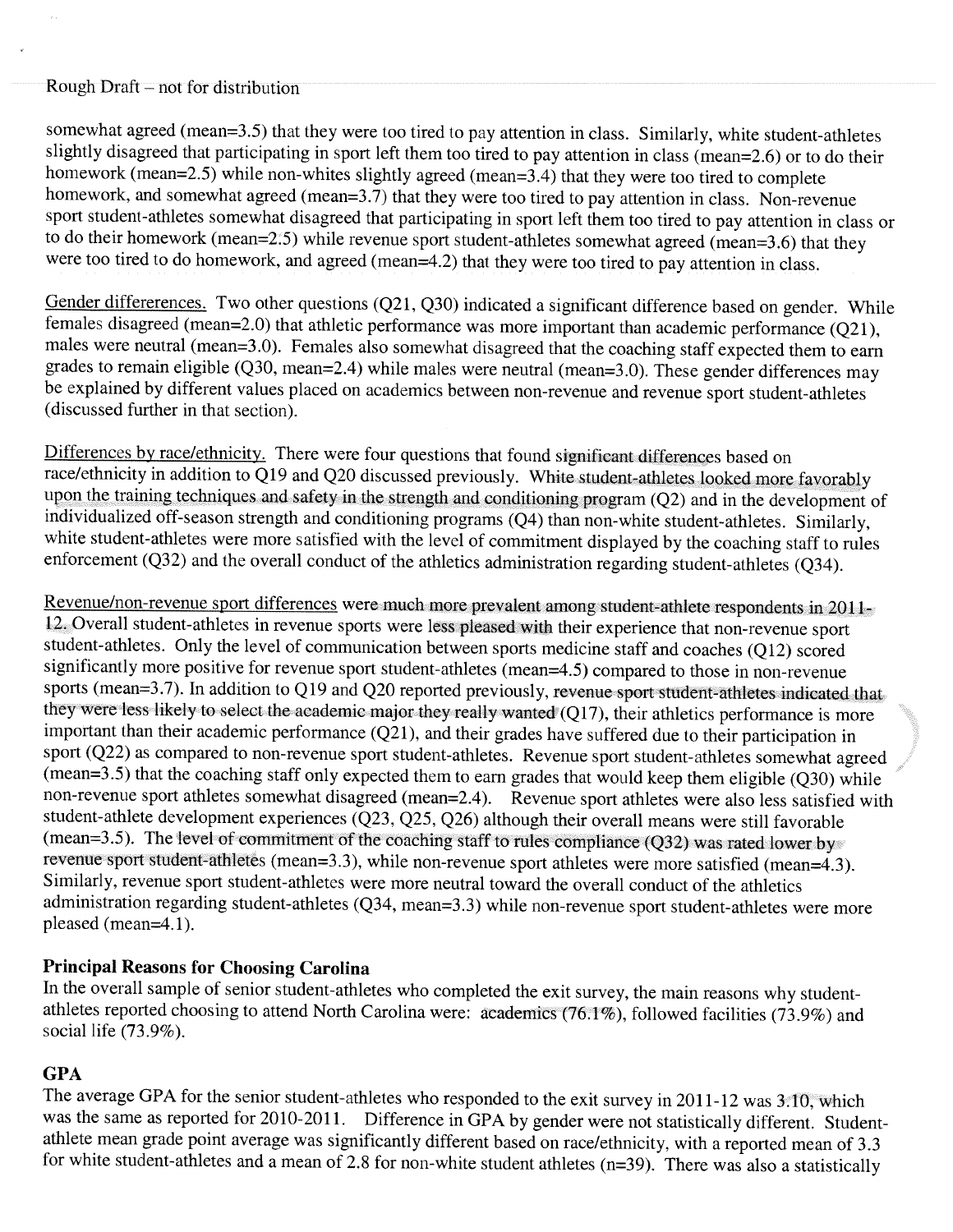Rough Draft – not for distribution

somewhat agreed (mean=3.5) that they were too tired to pay attention in class. Similarly, white student-athletes slightly disagreed that participating in sport left them too tired to pay attention in class (mean=2.6) or to do their homework (mean=2.5) while non-whites slightly agreed (mean=3.4) that they were too tired to complete homework, and somewhat agreed (mean=3.7) that they were too tired to pay attention in class. Non-revenue sport student-athletes somewhat disagreed that participating in sport left them too tired to pay attention in class or to do their homework (mean=2.5) while revenue sport student-athletes somewhat agreed (mean=3.6) that they were too tired to do homework, and agreed (mean=4.2) that they were too tired to pay attention in class.

Gender differerences. Two other questions (Q21, Q30) indicated a significant difference based on gender. While females disagreed (mean=2.0) that athletic performance was more important than academic performance (Q21), males were neutral (mean=3.0). Females also somewhat disagreed that the coaching staff expected them to earn grades to remain eligible (Q30, mean=2.4) while males were neutral (mean=3.0). These gender differences may be explained by different values placed on academics between non-revenue and revenue sport student-athletes (discussed further in that section).

Differences by race/ethnicity. There were four questions that found significant differences based on race/ethnicity in addition to Q19 and Q20 discussed previously. White student-athletes looked more favorably upon the training techniques and safety in the strength and conditioning program (Q2) and in the development of individualized off-season strength and conditioning programs (Q4) than non-white student-athletes. Similarly, white student-athletes were more satisfied with the level of commitment displayed by the coaching staff to rules enforcement (Q32) and the overall conduct of the athletics administration regarding student-athletes (Q34).

Revenue/non-revenue sport differences were much more prevalent among student-athlete respondents in 2011-12. Overall student-athletes in revenue sports were less pleased with their experience that non-revenue sport student-athletes. Only the level of communication between sports medicine staff and coaches (Q12) scored significantly more positive for revenue sport student-athletes (mean=4.5) compared to those in non-revenue sports (mean=3.7). In addition to Q19 and Q20 reported previously, revenue sport student-athletes indicated that they were less likely to select the academic major they really wanted (Q17), their athletics performance is more important than their academic performance (Q21), and their grades have suffered due to their participation in sport (Q22) as compared to non-revenue sport student-athletes. Revenue sport student-athletes somewhat agreed (mean=3.5) that the coaching staff only expected them to earn grades that would keep them eligible (Q30) while non-revenue sport athletes somewhat disagreed (mean=2.4). Revenue sport athletes were also less satisfied with student-athlete development experiences (Q23, Q25, Q26) although their overall means were still favorable (mean=3.5). The level of commitment of the coaching staff to rules compliance (Q32) was rated lower by revenue sport student-athletes (mean=3.3), while non-revenue sport athletes were more satisfied (mean=4.3). Similarly, revenue sport student-athletes were more neutral toward the overall conduct of the athletics administration regarding student-athletes (Q34, mean=3.3) while non-revenue sport student-athletes were more pleased (mean=4.1).

**Principal Reasons for Choosing Carolina**

In the overall sample of senior student-athletes who completed the exit survey, the main reasons why student-athletes reported choosing to attend North Carolina were: academics (76.1%), followed facilities (73.9%) and social life (73.9%).

**GPA**

The average GPA for the senior student-athletes who responded to the exit survey in 2011-12 was 3.10, which was the same as reported for 2010-2011. Difference in GPA by gender were not statistically different. Student-athlete mean grade point average was significantly different based on race/ethnicity, with a reported mean of 3.3 for white student-athletes and a mean of 2.8 for non-white student athletes (n=39). There was also a statistically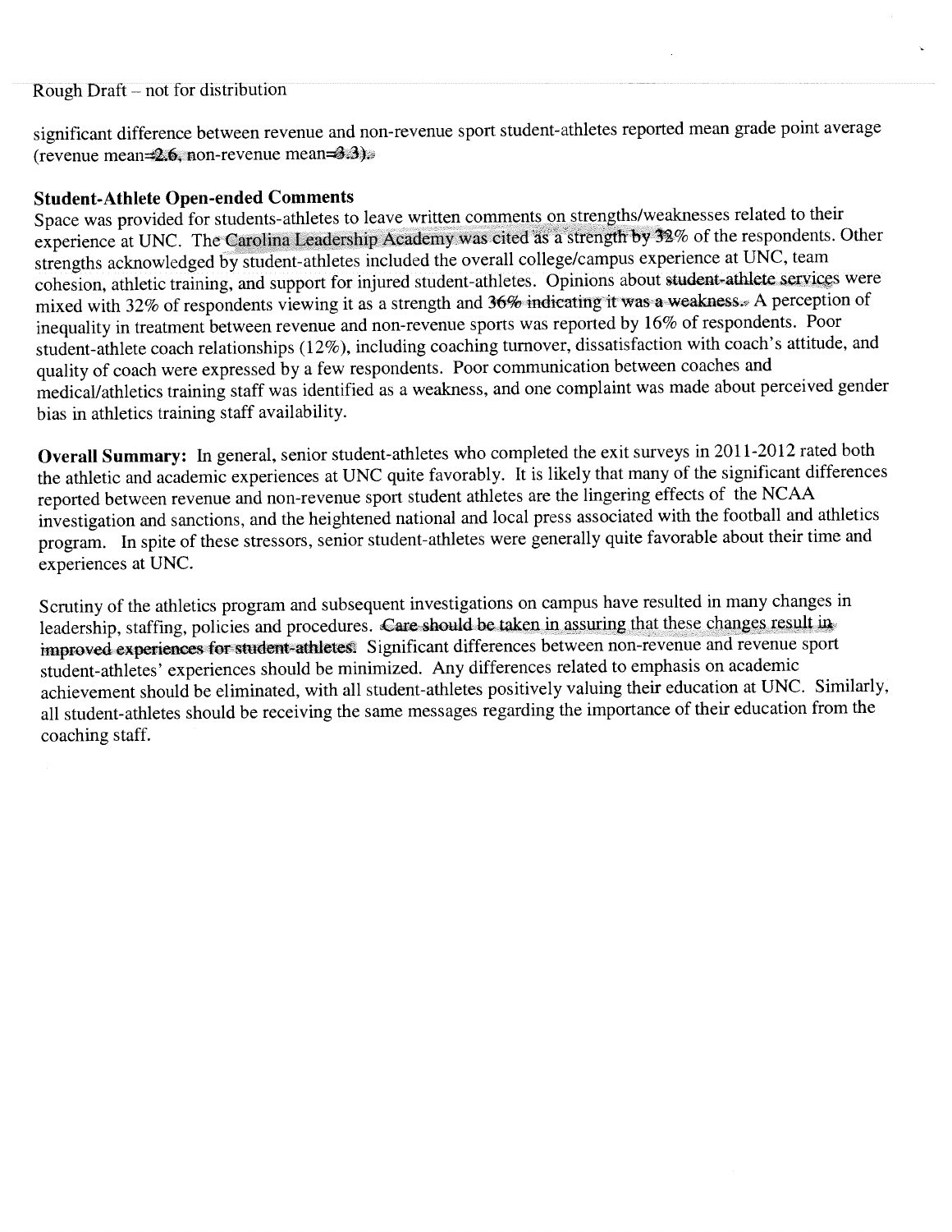significant difference between revenue and non-revenue sport student-athletes reported mean grade point average (revenue mean=2.6, non-revenue mean=3.3).

**Student-Athlete Open-ended Comments**

Space was provided for students-athletes to leave written comments on strengths/weaknesses related to their experience at UNC. The Carolina Leadership Academy was cited as a strength by 32% of the respondents. Other strengths acknowledged by student-athletes included the overall college/campus experience at UNC, team cohesion, athletic training, and support for injured student-athletes. Opinions about student-athlete services were mixed with 32% of respondents viewing it as a strength and 36% indicating it was a weakness. A perception of inequality in treatment between revenue and non-revenue sports was reported by 16% of respondents. Poor student-athlete coach relationships (12%), including coaching turnover, dissatisfaction with coach's attitude, and quality of coach were expressed by a few respondents. Poor communication between coaches and medical/athletics training staff was identified as a weakness, and one complaint was made about perceived gender bias in athletics training staff availability.

**Overall Summary:** In general, senior student-athletes who completed the exit surveys in 2011-2012 rated both the athletic and academic experiences at UNC quite favorably. It is likely that many of the significant differences reported between revenue and non-revenue sport student athletes are the lingering effects of the NCAA investigation and sanctions, and the heightened national and local press associated with the football and athletics program. In spite of these stressors, senior student-athletes were generally quite favorable about their time and experiences at UNC.

Scrutiny of the athletics program and subsequent investigations on campus have resulted in many changes in leadership, staffing, policies and procedures. Care should be taken in assuring that these changes result in improved experiences for student-athletes. Significant differences between non-revenue and revenue sport student-athletes' experiences should be minimized. Any differences related to emphasis on academic achievement should be eliminated, with all student-athletes positively valuing their education at UNC. Similarly, all student-athletes should be receiving the same messages regarding the importance of their education from the coaching staff.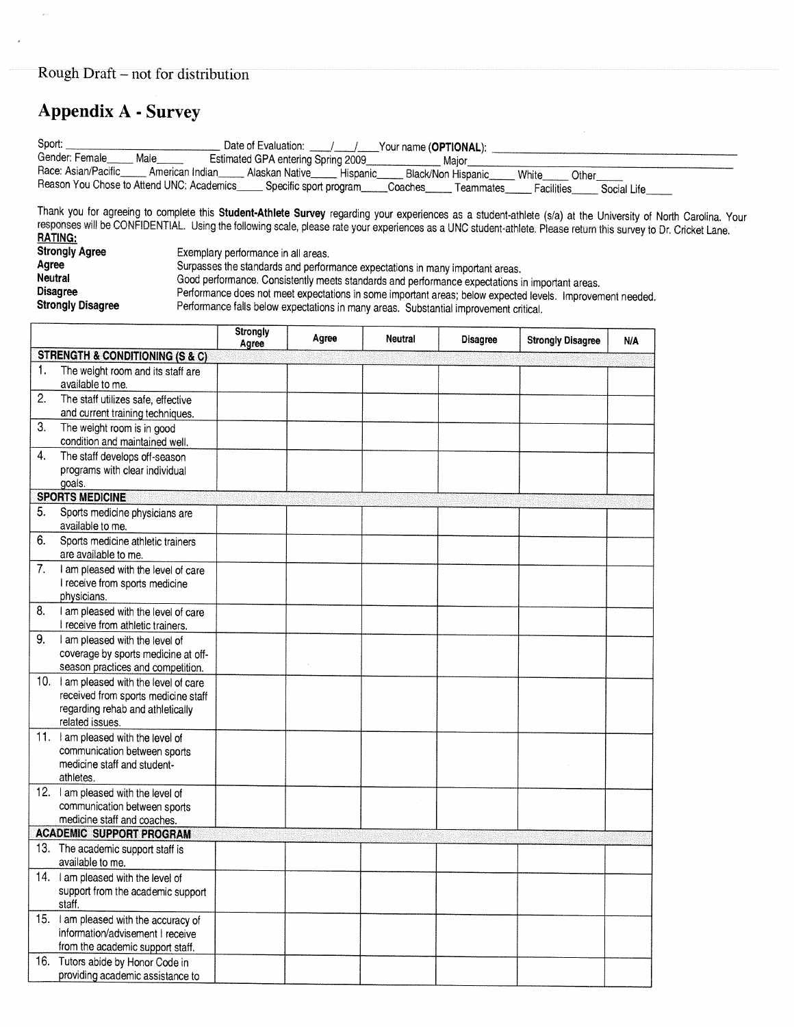Rough Draft – not for distribution

# Appendix A - Survey

Sport: ______________________ Date of Evaluation: ___/___/___ Your name (**OPTIONAL**): ______________________

Gender: Female_____ Male_____ Estimated GPA entering Spring 2009__________ Major______________________

Race: Asian/Pacific_____ American Indian_____ Alaskan Native_____ Hispanic_____ Black/Non Hispanic_____ White_____ Other_____

Reason You Chose to Attend UNC: Academics_____ Specific sport program_____ Coaches_____ Teammates_____ Facilities_____ Social Life_____

Thank you for agreeing to complete this **Student-Athlete Survey** regarding your experiences as a student-athlete (s/a) at the University of North Carolina. Your responses will be CONFIDENTIAL. Using the following scale, please rate your experiences as a UNC student-athlete. Please return this survey to Dr. Cricket Lane.

**RATING:**

| | |
|---|---|
| **Strongly Agree** | Exemplary performance in all areas. |
| **Agree** | Surpasses the standards and performance expectations in many important areas. |
| **Neutral** | Good performance. Consistently meets standards and performance expectations in important areas. |
| **Disagree** | Performance does not meet expectations in some important areas; below expected levels. Improvement needed. |
| **Strongly Disagree** | Performance falls below expectations in many areas. Substantial improvement critical. |

| | Strongly Agree | Agree | Neutral | Disagree | Strongly Disagree | N/A |
|---|---|---|---|---|---|---|
| **STRENGTH & CONDITIONING (S & C)** | | | | | | |
| 1. The weight room and its staff are available to me. | | | | | | |
| 2. The staff utilizes safe, effective and current training techniques. | | | | | | |
| 3. The weight room is in good condition and maintained well. | | | | | | |
| 4. The staff develops off-season programs with clear individual goals. | | | | | | |
| **SPORTS MEDICINE** | | | | | | |
| 5. Sports medicine physicians are available to me. | | | | | | |
| 6. Sports medicine athletic trainers are available to me. | | | | | | |
| 7. I am pleased with the level of care I receive from sports medicine physicians. | | | | | | |
| 8. I am pleased with the level of care I receive from athletic trainers. | | | | | | |
| 9. I am pleased with the level of coverage by sports medicine at off-season practices and competition. | | | | | | |
| 10. I am pleased with the level of care received from sports medicine staff regarding rehab and athletically related issues. | | | | | | |
| 11. I am pleased with the level of communication between sports medicine staff and student-athletes. | | | | | | |
| 12. I am pleased with the level of communication between sports medicine staff and coaches. | | | | | | |
| **ACADEMIC SUPPORT PROGRAM** | | | | | | |
| 13. The academic support staff is available to me. | | | | | | |
| 14. I am pleased with the level of support from the academic support staff. | | | | | | |
| 15. I am pleased with the accuracy of information/advisement I receive from the academic support staff. | | | | | | |
| 16. Tutors abide by Honor Code in providing academic assistance to | | | | | | |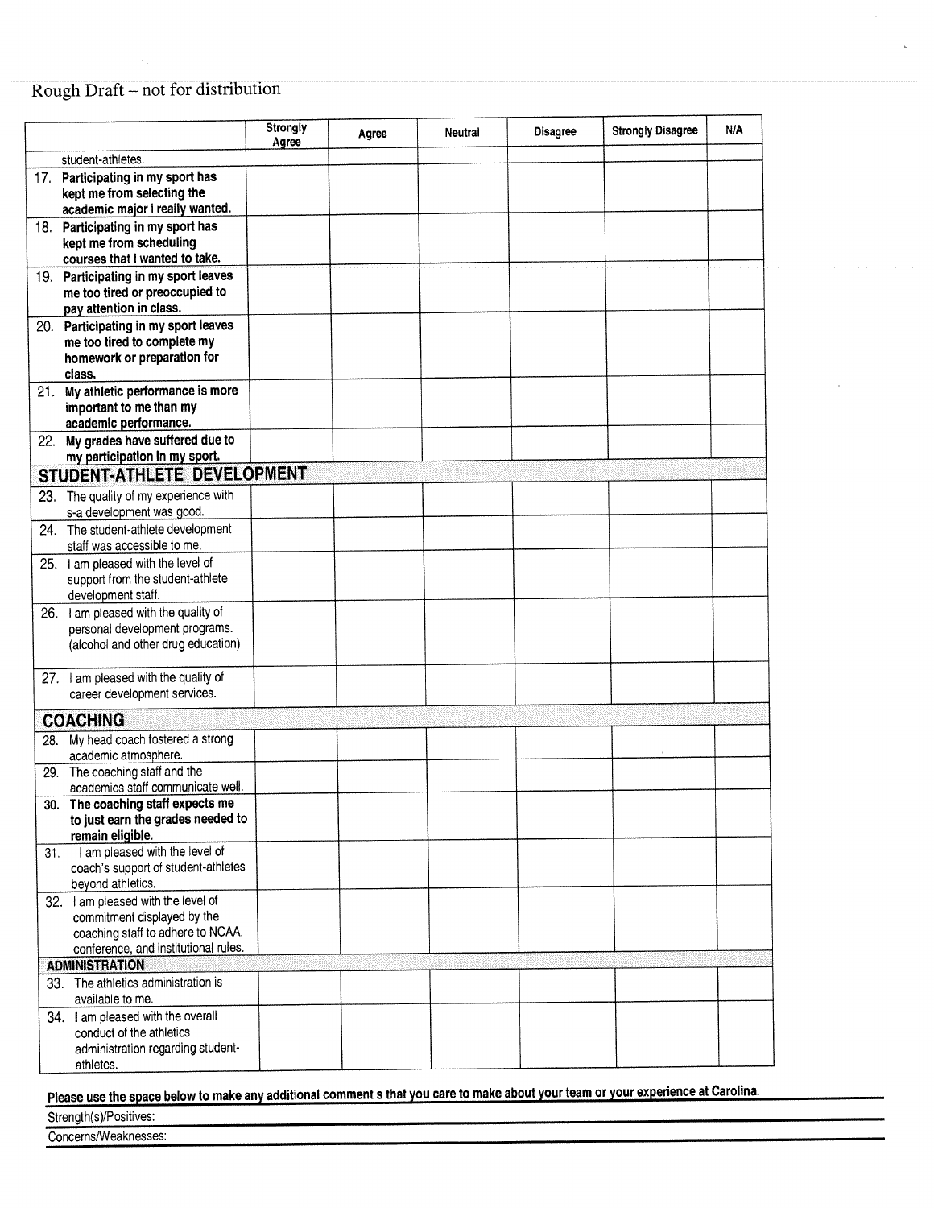Rough Draft – not for distribution

| | Strongly Agree | Agree | Neutral | Disagree | Strongly Disagree | N/A |
|---|---|---|---|---|---|---|
| student-athletes. | | | | | | |
| 17. **Participating in my sport has kept me from selecting the academic major I really wanted.** | | | | | | |
| 18. **Participating in my sport has kept me from scheduling courses that I wanted to take.** | | | | | | |
| 19. **Participating in my sport leaves me too tired or preoccupied to pay attention in class.** | | | | | | |
| 20. **Participating in my sport leaves me too tired to complete my homework or preparation for class.** | | | | | | |
| 21. **My athletic performance is more important to me than my academic performance.** | | | | | | |
| 22. **My grades have suffered due to my participation in my sport.** | | | | | | |
| **STUDENT-ATHLETE DEVELOPMENT** | | | | | | |
| 23. The quality of my experience with s-a development was good. | | | | | | |
| 24. The student-athlete development staff was accessible to me. | | | | | | |
| 25. I am pleased with the level of support from the student-athlete development staff. | | | | | | |
| 26. I am pleased with the quality of personal development programs. (alcohol and other drug education) | | | | | | |
| 27. I am pleased with the quality of career development services. | | | | | | |
| **COACHING** | | | | | | |
| 28. My head coach fostered a strong academic atmosphere. | | | | | | |
| 29. The coaching staff and the academics staff communicate well. | | | | | | |
| 30. **The coaching staff expects me to just earn the grades needed to remain eligible.** | | | | | | |
| 31. I am pleased with the level of coach's support of student-athletes beyond athletics. | | | | | | |
| 32. I am pleased with the level of commitment displayed by the coaching staff to adhere to NCAA, conference, and institutional rules. | | | | | | |
| **ADMINISTRATION** | | | | | | |
| 33. The athletics administration is available to me. | | | | | | |
| 34. I am pleased with the overall conduct of the athletics administration regarding student-athletes. | | | | | | |

**Please use the space below to make any additional comment s that you care to make about your team or your experience at Carolina.**

Strength(s)/Positives:

Concerns/Weaknesses: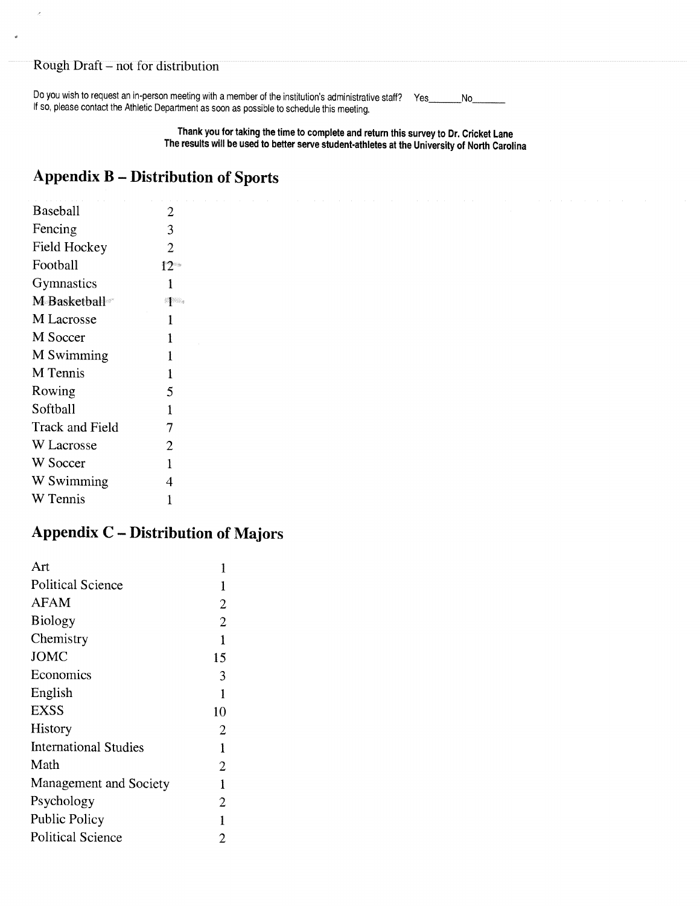Rough Draft – not for distribution

Do you wish to request an in-person meeting with a member of the institution's administrative staff? Yes_______ No_______
If so, please contact the Athletic Department as soon as possible to schedule this meeting.

**Thank you for taking the time to complete and return this survey to Dr. Cricket Lane**
**The results will be used to better serve student-athletes at the University of North Carolina**

## Appendix B – Distribution of Sports

| | |
|---|---|
| Baseball | 2 |
| Fencing | 3 |
| Field Hockey | 2 |
| Football | 12 |
| Gymnastics | 1 |
| M Basketball | 1 |
| M Lacrosse | 1 |
| M Soccer | 1 |
| M Swimming | 1 |
| M Tennis | 1 |
| Rowing | 5 |
| Softball | 1 |
| Track and Field | 7 |
| W Lacrosse | 2 |
| W Soccer | 1 |
| W Swimming | 4 |
| W Tennis | 1 |

## Appendix C – Distribution of Majors

| | |
|---|---|
| Art | 1 |
| Political Science | 1 |
| AFAM | 2 |
| Biology | 2 |
| Chemistry | 1 |
| JOMC | 15 |
| Economics | 3 |
| English | 1 |
| EXSS | 10 |
| History | 2 |
| International Studies | 1 |
| Math | 2 |
| Management and Society | 1 |
| Psychology | 2 |
| Public Policy | 1 |
| Political Science | 2 |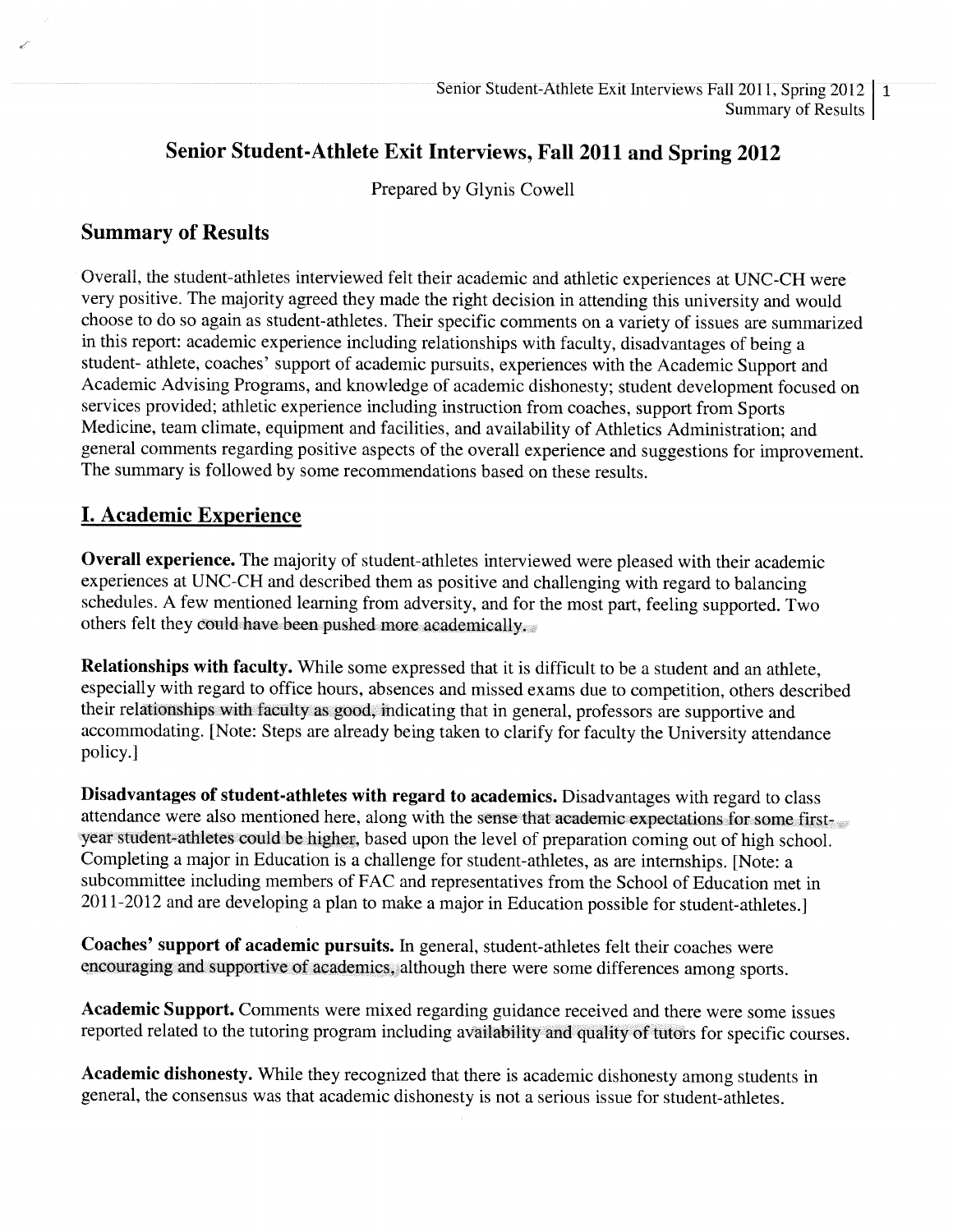# Senior Student-Athlete Exit Interviews, Fall 2011 and Spring 2012

Prepared by Glynis Cowell

## Summary of Results

Overall, the student-athletes interviewed felt their academic and athletic experiences at UNC-CH were very positive. The majority agreed they made the right decision in attending this university and would choose to do so again as student-athletes. Their specific comments on a variety of issues are summarized in this report: academic experience including relationships with faculty, disadvantages of being a student- athlete, coaches' support of academic pursuits, experiences with the Academic Support and Academic Advising Programs, and knowledge of academic dishonesty; student development focused on services provided; athletic experience including instruction from coaches, support from Sports Medicine, team climate, equipment and facilities, and availability of Athletics Administration; and general comments regarding positive aspects of the overall experience and suggestions for improvement. The summary is followed by some recommendations based on these results.

## I. Academic Experience

**Overall experience.** The majority of student-athletes interviewed were pleased with their academic experiences at UNC-CH and described them as positive and challenging with regard to balancing schedules. A few mentioned learning from adversity, and for the most part, feeling supported. Two others felt they could have been pushed more academically.

**Relationships with faculty.** While some expressed that it is difficult to be a student and an athlete, especially with regard to office hours, absences and missed exams due to competition, others described their relationships with faculty as good, indicating that in general, professors are supportive and accommodating. [Note: Steps are already being taken to clarify for faculty the University attendance policy.]

**Disadvantages of student-athletes with regard to academics.** Disadvantages with regard to class attendance were also mentioned here, along with the sense that academic expectations for some first-year student-athletes could be higher, based upon the level of preparation coming out of high school. Completing a major in Education is a challenge for student-athletes, as are internships. [Note: a subcommittee including members of FAC and representatives from the School of Education met in 2011-2012 and are developing a plan to make a major in Education possible for student-athletes.]

**Coaches' support of academic pursuits.** In general, student-athletes felt their coaches were encouraging and supportive of academics, although there were some differences among sports.

**Academic Support.** Comments were mixed regarding guidance received and there were some issues reported related to the tutoring program including availability and quality of tutors for specific courses.

**Academic dishonesty.** While they recognized that there is academic dishonesty among students in general, the consensus was that academic dishonesty is not a serious issue for student-athletes.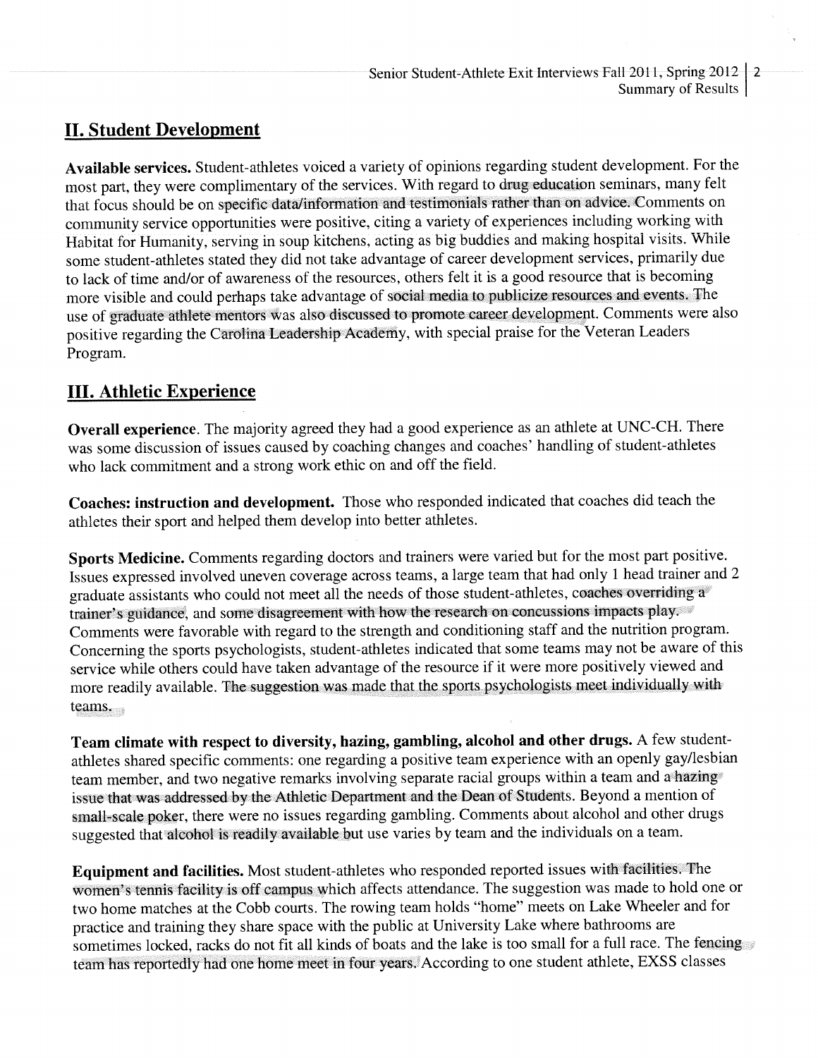## II. Student Development

**Available services.** Student-athletes voiced a variety of opinions regarding student development. For the most part, they were complimentary of the services. With regard to drug education seminars, many felt that focus should be on specific data/information and testimonials rather than on advice. Comments on community service opportunities were positive, citing a variety of experiences including working with Habitat for Humanity, serving in soup kitchens, acting as big buddies and making hospital visits. While some student-athletes stated they did not take advantage of career development services, primarily due to lack of time and/or of awareness of the resources, others felt it is a good resource that is becoming more visible and could perhaps take advantage of social media to publicize resources and events. The use of graduate athlete mentors was also discussed to promote career development. Comments were also positive regarding the Carolina Leadership Academy, with special praise for the Veteran Leaders Program.

## III. Athletic Experience

**Overall experience**. The majority agreed they had a good experience as an athlete at UNC-CH. There was some discussion of issues caused by coaching changes and coaches' handling of student-athletes who lack commitment and a strong work ethic on and off the field.

**Coaches: instruction and development.** Those who responded indicated that coaches did teach the athletes their sport and helped them develop into better athletes.

**Sports Medicine.** Comments regarding doctors and trainers were varied but for the most part positive. Issues expressed involved uneven coverage across teams, a large team that had only 1 head trainer and 2 graduate assistants who could not meet all the needs of those student-athletes, coaches overriding a trainer's guidance, and some disagreement with how the research on concussions impacts play. Comments were favorable with regard to the strength and conditioning staff and the nutrition program. Concerning the sports psychologists, student-athletes indicated that some teams may not be aware of this service while others could have taken advantage of the resource if it were more positively viewed and more readily available. The suggestion was made that the sports psychologists meet individually with teams.

**Team climate with respect to diversity, hazing, gambling, alcohol and other drugs.** A few student-athletes shared specific comments: one regarding a positive team experience with an openly gay/lesbian team member, and two negative remarks involving separate racial groups within a team and a hazing issue that was addressed by the Athletic Department and the Dean of Students. Beyond a mention of small-scale poker, there were no issues regarding gambling. Comments about alcohol and other drugs suggested that alcohol is readily available but use varies by team and the individuals on a team.

**Equipment and facilities.** Most student-athletes who responded reported issues with facilities. The women's tennis facility is off campus which affects attendance. The suggestion was made to hold one or two home matches at the Cobb courts. The rowing team holds "home" meets on Lake Wheeler and for practice and training they share space with the public at University Lake where bathrooms are sometimes locked, racks do not fit all kinds of boats and the lake is too small for a full race. The fencing team has reportedly had one home meet in four years. According to one student athlete, EXSS classes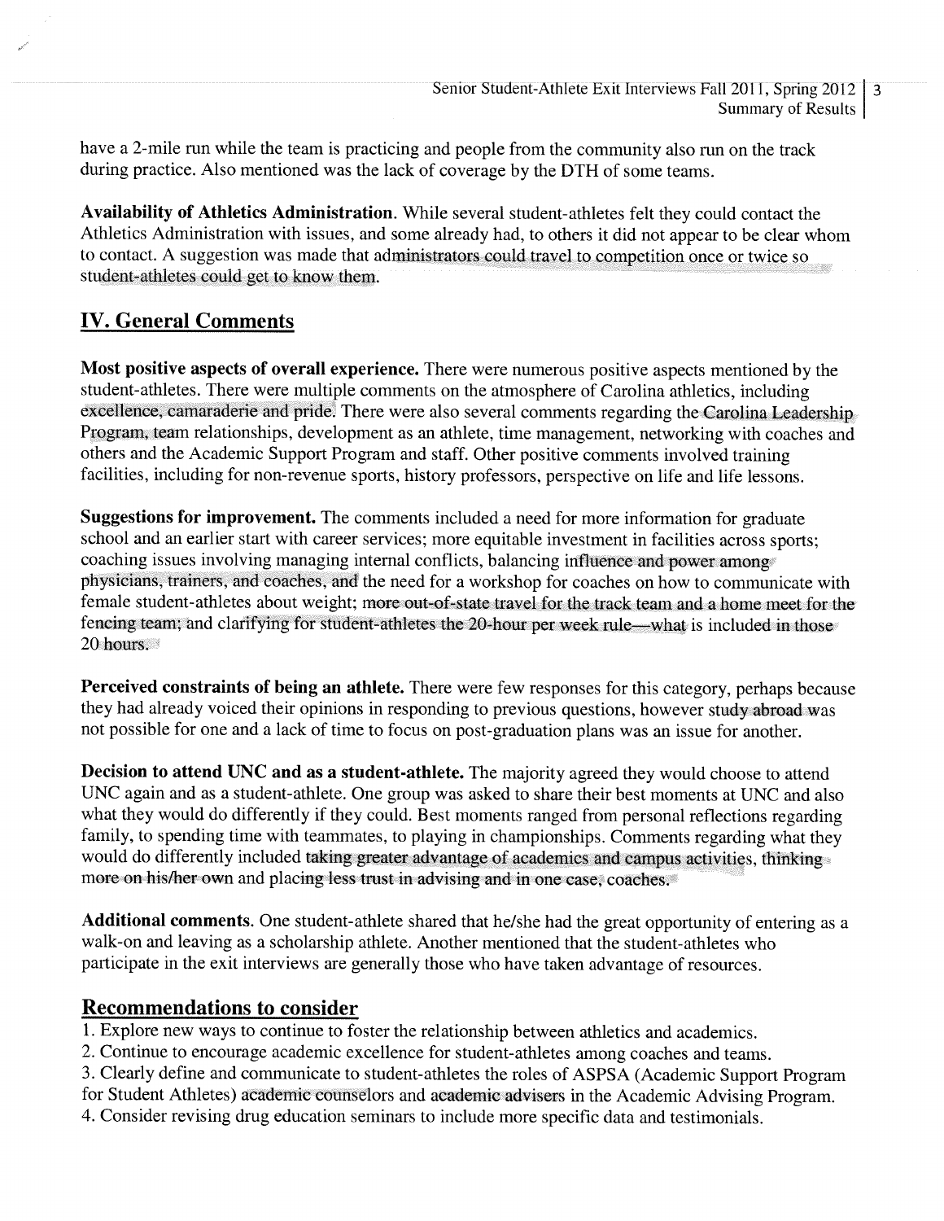have a 2-mile run while the team is practicing and people from the community also run on the track during practice. Also mentioned was the lack of coverage by the DTH of some teams.

**Availability of Athletics Administration**. While several student-athletes felt they could contact the Athletics Administration with issues, and some already had, to others it did not appear to be clear whom to contact. A suggestion was made that administrators could travel to competition once or twice so student-athletes could get to know them.

## IV. General Comments

**Most positive aspects of overall experience.** There were numerous positive aspects mentioned by the student-athletes. There were multiple comments on the atmosphere of Carolina athletics, including excellence, camaraderie and pride. There were also several comments regarding the Carolina Leadership Program, team relationships, development as an athlete, time management, networking with coaches and others and the Academic Support Program and staff. Other positive comments involved training facilities, including for non-revenue sports, history professors, perspective on life and life lessons.

**Suggestions for improvement.** The comments included a need for more information for graduate school and an earlier start with career services; more equitable investment in facilities across sports; coaching issues involving managing internal conflicts, balancing influence and power among physicians, trainers, and coaches, and the need for a workshop for coaches on how to communicate with female student-athletes about weight; more out-of-state travel for the track team and a home meet for the fencing team; and clarifying for student-athletes the 20-hour per week rule—what is included in those 20 hours.

**Perceived constraints of being an athlete.** There were few responses for this category, perhaps because they had already voiced their opinions in responding to previous questions, however study abroad was not possible for one and a lack of time to focus on post-graduation plans was an issue for another.

**Decision to attend UNC and as a student-athlete.** The majority agreed they would choose to attend UNC again and as a student-athlete. One group was asked to share their best moments at UNC and also what they would do differently if they could. Best moments ranged from personal reflections regarding family, to spending time with teammates, to playing in championships. Comments regarding what they would do differently included taking greater advantage of academics and campus activities, thinking more on his/her own and placing less trust in advising and in one case, coaches.

**Additional comments.** One student-athlete shared that he/she had the great opportunity of entering as a walk-on and leaving as a scholarship athlete. Another mentioned that the student-athletes who participate in the exit interviews are generally those who have taken advantage of resources.

## Recommendations to consider

1. Explore new ways to continue to foster the relationship between athletics and academics.
2. Continue to encourage academic excellence for student-athletes among coaches and teams.
3. Clearly define and communicate to student-athletes the roles of ASPSA (Academic Support Program for Student Athletes) academic counselors and academic advisers in the Academic Advising Program.
4. Consider revising drug education seminars to include more specific data and testimonials.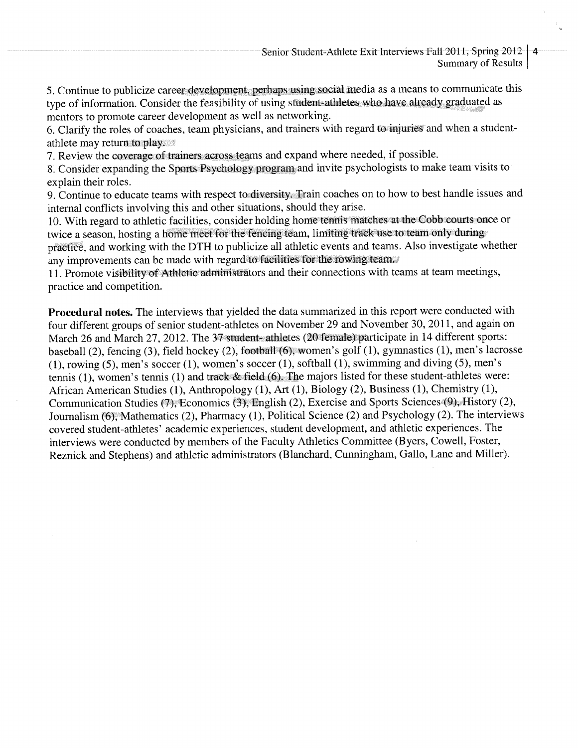5. Continue to publicize career development, perhaps using social media as a means to communicate this type of information. Consider the feasibility of using student-athletes who have already graduated as mentors to promote career development as well as networking.

6. Clarify the roles of coaches, team physicians, and trainers with regard to injuries and when a student-athlete may return to play.

7. Review the coverage of trainers across teams and expand where needed, if possible.

8. Consider expanding the Sports Psychology program and invite psychologists to make team visits to explain their roles.

9. Continue to educate teams with respect to diversity. Train coaches on to how to best handle issues and internal conflicts involving this and other situations, should they arise.

10. With regard to athletic facilities, consider holding home tennis matches at the Cobb courts once or twice a season, hosting a home meet for the fencing team, limiting track use to team only during practice, and working with the DTH to publicize all athletic events and teams. Also investigate whether any improvements can be made with regard to facilities for the rowing team.

11. Promote visibility of Athletic administrators and their connections with teams at team meetings, practice and competition.

**Procedural notes.** The interviews that yielded the data summarized in this report were conducted with four different groups of senior student-athletes on November 29 and November 30, 2011, and again on March 26 and March 27, 2012. The 37 student- athletes (20 female) participate in 14 different sports: baseball (2), fencing (3), field hockey (2), football (6), women's golf (1), gymnastics (1), men's lacrosse (1), rowing (5), men's soccer (1), women's soccer (1), softball (1), swimming and diving (5), men's tennis (1), women's tennis (1) and track & field (6). The majors listed for these student-athletes were: African American Studies (1), Anthropology (1), Art (1), Biology (2), Business (1), Chemistry (1), Communication Studies (7), Economics (3), English (2), Exercise and Sports Sciences (9), History (2), Journalism (6), Mathematics (2), Pharmacy (1), Political Science (2) and Psychology (2). The interviews covered student-athletes' academic experiences, student development, and athletic experiences. The interviews were conducted by members of the Faculty Athletics Committee (Byers, Cowell, Foster, Reznick and Stephens) and athletic administrators (Blanchard, Cunningham, Gallo, Lane and Miller).